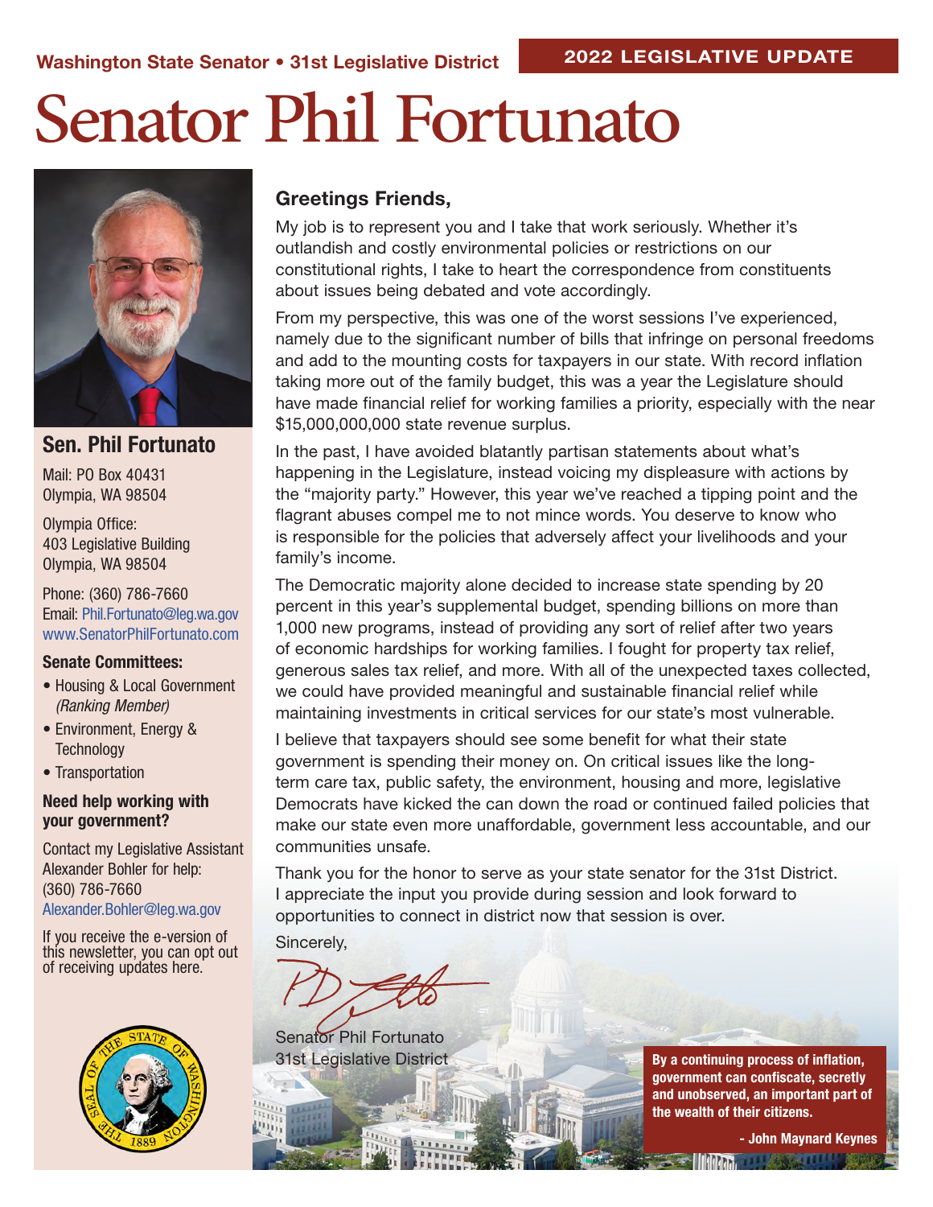Washington State Senator • 31st Legislative District

2022 LEGISLATIVE UPDATE

# Senator Phil Fortunato

## Sen. Phil Fortunato

Mail: PO Box 40431
Olympia, WA 98504

Olympia Office:
403 Legislative Building
Olympia, WA 98504

Phone: (360) 786-7660
Email: Phil.Fortunato@leg.wa.gov
www.SenatorPhilFortunato.com

**Senate Committees:**

- Housing & Local Government *(Ranking Member)*
- Environment, Energy & Technology
- Transportation

**Need help working with your government?**

Contact my Legislative Assistant Alexander Bohler for help:
(360) 786-7660
Alexander.Bohler@leg.wa.gov

If you receive the e-version of this newsletter, you can opt out of receiving updates here.

### Greetings Friends,

My job is to represent you and I take that work seriously. Whether it's outlandish and costly environmental policies or restrictions on our constitutional rights, I take to heart the correspondence from constituents about issues being debated and vote accordingly.

From my perspective, this was one of the worst sessions I've experienced, namely due to the significant number of bills that infringe on personal freedoms and add to the mounting costs for taxpayers in our state. With record inflation taking more out of the family budget, this was a year the Legislature should have made financial relief for working families a priority, especially with the near $15,000,000,000 state revenue surplus.

In the past, I have avoided blatantly partisan statements about what's happening in the Legislature, instead voicing my displeasure with actions by the "majority party." However, this year we've reached a tipping point and the flagrant abuses compel me to not mince words. You deserve to know who is responsible for the policies that adversely affect your livelihoods and your family's income.

The Democratic majority alone decided to increase state spending by 20 percent in this year's supplemental budget, spending billions on more than 1,000 new programs, instead of providing any sort of relief after two years of economic hardships for working families. I fought for property tax relief, generous sales tax relief, and more. With all of the unexpected taxes collected, we could have provided meaningful and sustainable financial relief while maintaining investments in critical services for our state's most vulnerable.

I believe that taxpayers should see some benefit for what their state government is spending their money on. On critical issues like the long-term care tax, public safety, the environment, housing and more, legislative Democrats have kicked the can down the road or continued failed policies that make our state even more unaffordable, government less accountable, and our communities unsafe.

Thank you for the honor to serve as your state senator for the 31st District. I appreciate the input you provide during session and look forward to opportunities to connect in district now that session is over.

Sincerely,

Senator Phil Fortunato
31st Legislative District

**By a continuing process of inflation, government can confiscate, secretly and unobserved, an important part of the wealth of their citizens.**

**- John Maynard Keynes**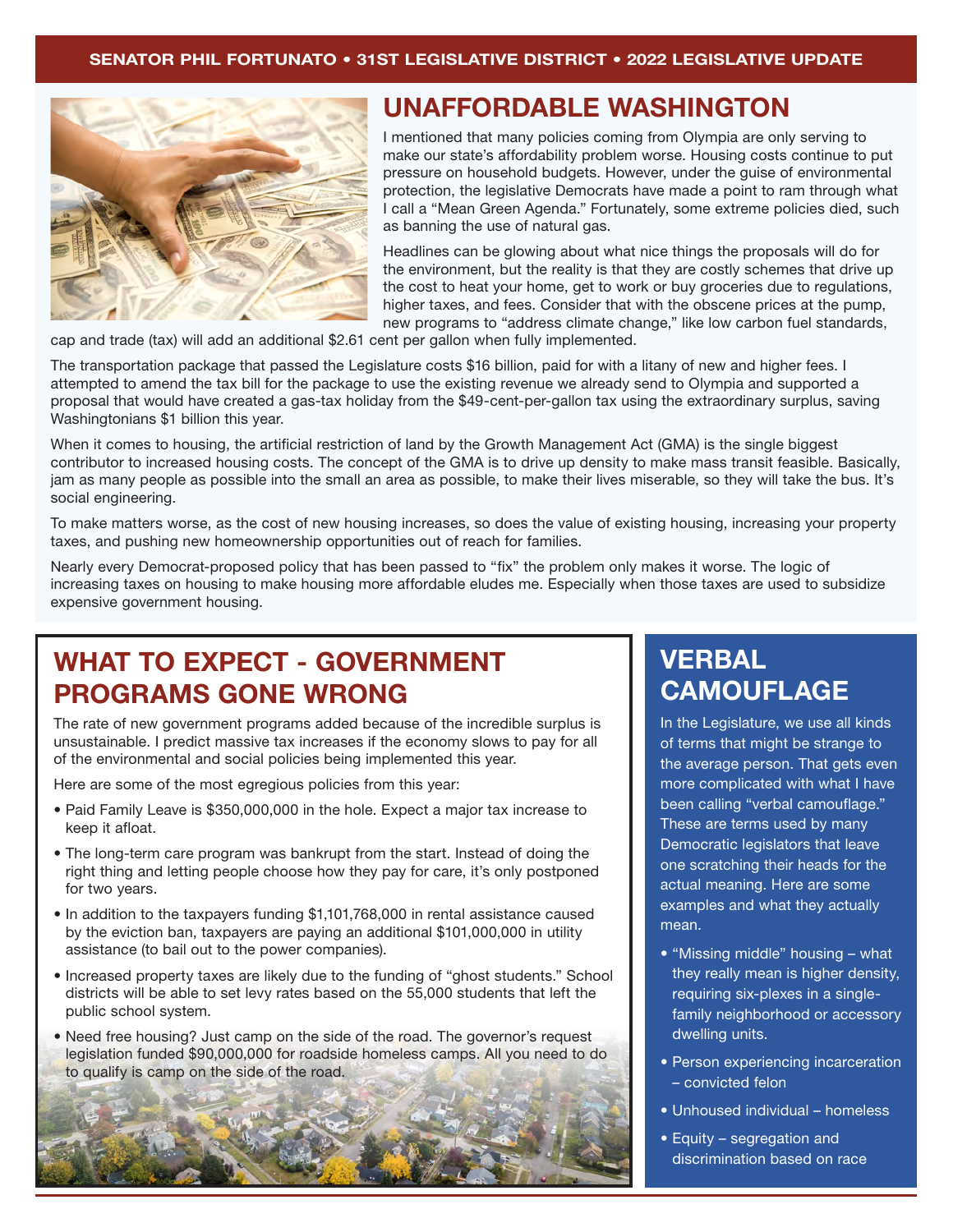## UNAFFORDABLE WASHINGTON

I mentioned that many policies coming from Olympia are only serving to make our state's affordability problem worse. Housing costs continue to put pressure on household budgets. However, under the guise of environmental protection, the legislative Democrats have made a point to ram through what I call a "Mean Green Agenda." Fortunately, some extreme policies died, such as banning the use of natural gas.

Headlines can be glowing about what nice things the proposals will do for the environment, but the reality is that they are costly schemes that drive up the cost to heat your home, get to work or buy groceries due to regulations, higher taxes, and fees. Consider that with the obscene prices at the pump, new programs to "address climate change," like low carbon fuel standards, cap and trade (tax) will add an additional $2.61 cent per gallon when fully implemented.

The transportation package that passed the Legislature costs $16 billion, paid for with a litany of new and higher fees. I attempted to amend the tax bill for the package to use the existing revenue we already send to Olympia and supported a proposal that would have created a gas-tax holiday from the $49-cent-per-gallon tax using the extraordinary surplus, saving Washingtonians $1 billion this year.

When it comes to housing, the artificial restriction of land by the Growth Management Act (GMA) is the single biggest contributor to increased housing costs. The concept of the GMA is to drive up density to make mass transit feasible. Basically, jam as many people as possible into the small an area as possible, to make their lives miserable, so they will take the bus. It's social engineering.

To make matters worse, as the cost of new housing increases, so does the value of existing housing, increasing your property taxes, and pushing new homeownership opportunities out of reach for families.

Nearly every Democrat-proposed policy that has been passed to "fix" the problem only makes it worse. The logic of increasing taxes on housing to make housing more affordable eludes me. Especially when those taxes are used to subsidize expensive government housing.

## WHAT TO EXPECT - GOVERNMENT PROGRAMS GONE WRONG

The rate of new government programs added because of the incredible surplus is unsustainable. I predict massive tax increases if the economy slows to pay for all of the environmental and social policies being implemented this year.

Here are some of the most egregious policies from this year:

- Paid Family Leave is $350,000,000 in the hole. Expect a major tax increase to keep it afloat.
- The long-term care program was bankrupt from the start. Instead of doing the right thing and letting people choose how they pay for care, it's only postponed for two years.
- In addition to the taxpayers funding $1,101,768,000 in rental assistance caused by the eviction ban, taxpayers are paying an additional $101,000,000 in utility assistance (to bail out to the power companies).
- Increased property taxes are likely due to the funding of "ghost students." School districts will be able to set levy rates based on the 55,000 students that left the public school system.
- Need free housing? Just camp on the side of the road. The governor's request legislation funded $90,000,000 for roadside homeless camps. All you need to do to qualify is camp on the side of the road.

## VERBAL CAMOUFLAGE

In the Legislature, we use all kinds of terms that might be strange to the average person. That gets even more complicated with what I have been calling "verbal camouflage." These are terms used by many Democratic legislators that leave one scratching their heads for the actual meaning. Here are some examples and what they actually mean.

- "Missing middle" housing – what they really mean is higher density, requiring six-plexes in a single-family neighborhood or accessory dwelling units.
- Person experiencing incarceration – convicted felon
- Unhoused individual – homeless
- Equity – segregation and discrimination based on race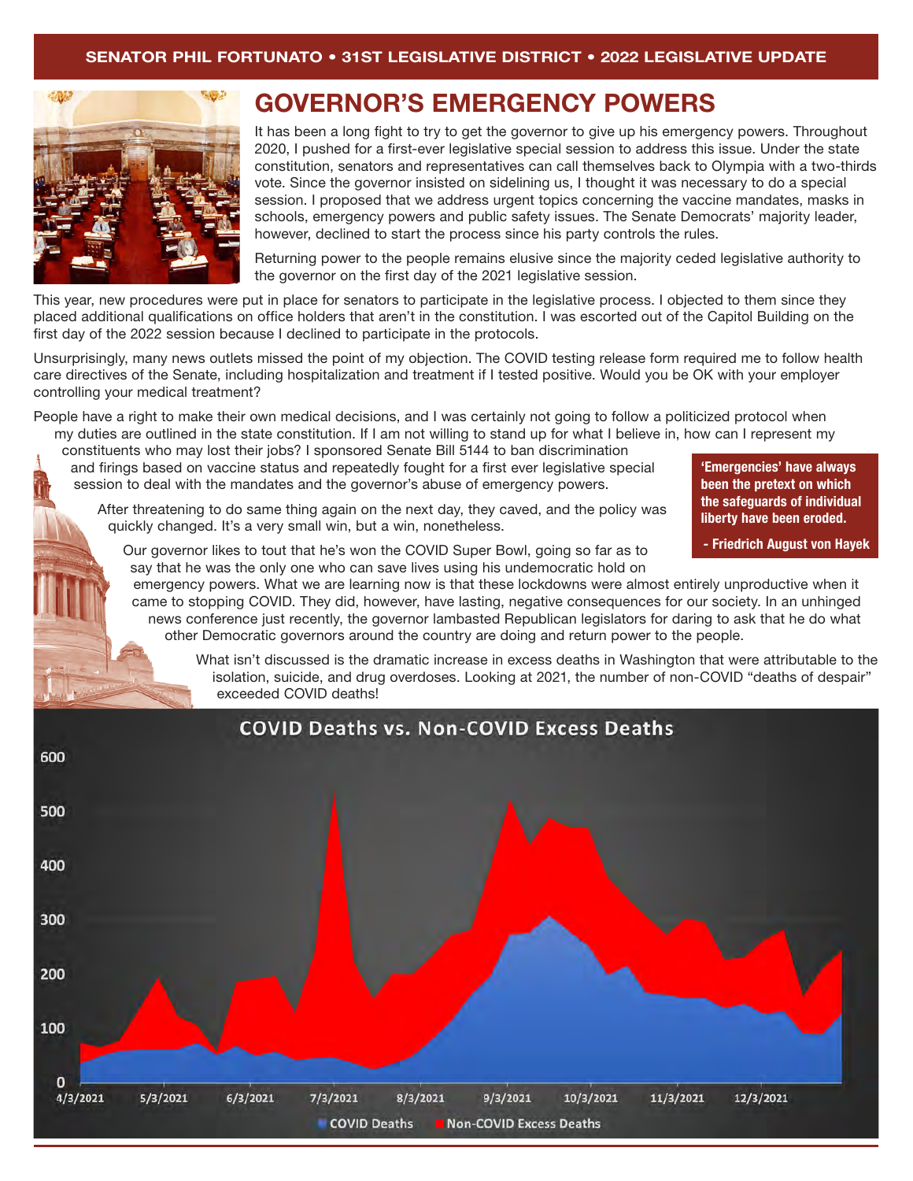# GOVERNOR'S EMERGENCY POWERS

It has been a long fight to try to get the governor to give up his emergency powers. Throughout 2020, I pushed for a first-ever legislative special session to address this issue. Under the state constitution, senators and representatives can call themselves back to Olympia with a two-thirds vote. Since the governor insisted on sidelining us, I thought it was necessary to do a special session. I proposed that we address urgent topics concerning the vaccine mandates, masks in schools, emergency powers and public safety issues. The Senate Democrats' majority leader, however, declined to start the process since his party controls the rules.

Returning power to the people remains elusive since the majority ceded legislative authority to the governor on the first day of the 2021 legislative session.

This year, new procedures were put in place for senators to participate in the legislative process. I objected to them since they placed additional qualifications on office holders that aren't in the constitution. I was escorted out of the Capitol Building on the first day of the 2022 session because I declined to participate in the protocols.

Unsurprisingly, many news outlets missed the point of my objection. The COVID testing release form required me to follow health care directives of the Senate, including hospitalization and treatment if I tested positive. Would you be OK with your employer controlling your medical treatment?

People have a right to make their own medical decisions, and I was certainly not going to follow a politicized protocol when my duties are outlined in the state constitution. If I am not willing to stand up for what I believe in, how can I represent my constituents who may lost their jobs? I sponsored Senate Bill 5144 to ban discrimination and firings based on vaccine status and repeatedly fought for a first ever legislative special session to deal with the mandates and the governor's abuse of emergency powers.

> **'Emergencies' have always been the pretext on which the safeguards of individual liberty have been eroded.**
>
> **- Friedrich August von Hayek**

After threatening to do same thing again on the next day, they caved, and the policy was quickly changed. It's a very small win, but a win, nonetheless.

Our governor likes to tout that he's won the COVID Super Bowl, going so far as to say that he was the only one who can save lives using his undemocratic hold on emergency powers. What we are learning now is that these lockdowns were almost entirely unproductive when it came to stopping COVID. They did, however, have lasting, negative consequences for our society. In an unhinged news conference just recently, the governor lambasted Republican legislators for daring to ask that he do what other Democratic governors around the country are doing and return power to the people.

What isn't discussed is the dramatic increase in excess deaths in Washington that were attributable to the isolation, suicide, and drug overdoses. Looking at 2021, the number of non-COVID "deaths of despair" exceeded COVID deaths!

**COVID Deaths vs. Non-COVID Excess Deaths**

Legend: COVID Deaths; Non-COVID Excess Deaths. Y-axis: 0–600. X-axis: 4/3/2021, 5/3/2021, 6/3/2021, 7/3/2021, 8/3/2021, 9/3/2021, 10/3/2021, 11/3/2021, 12/3/2021.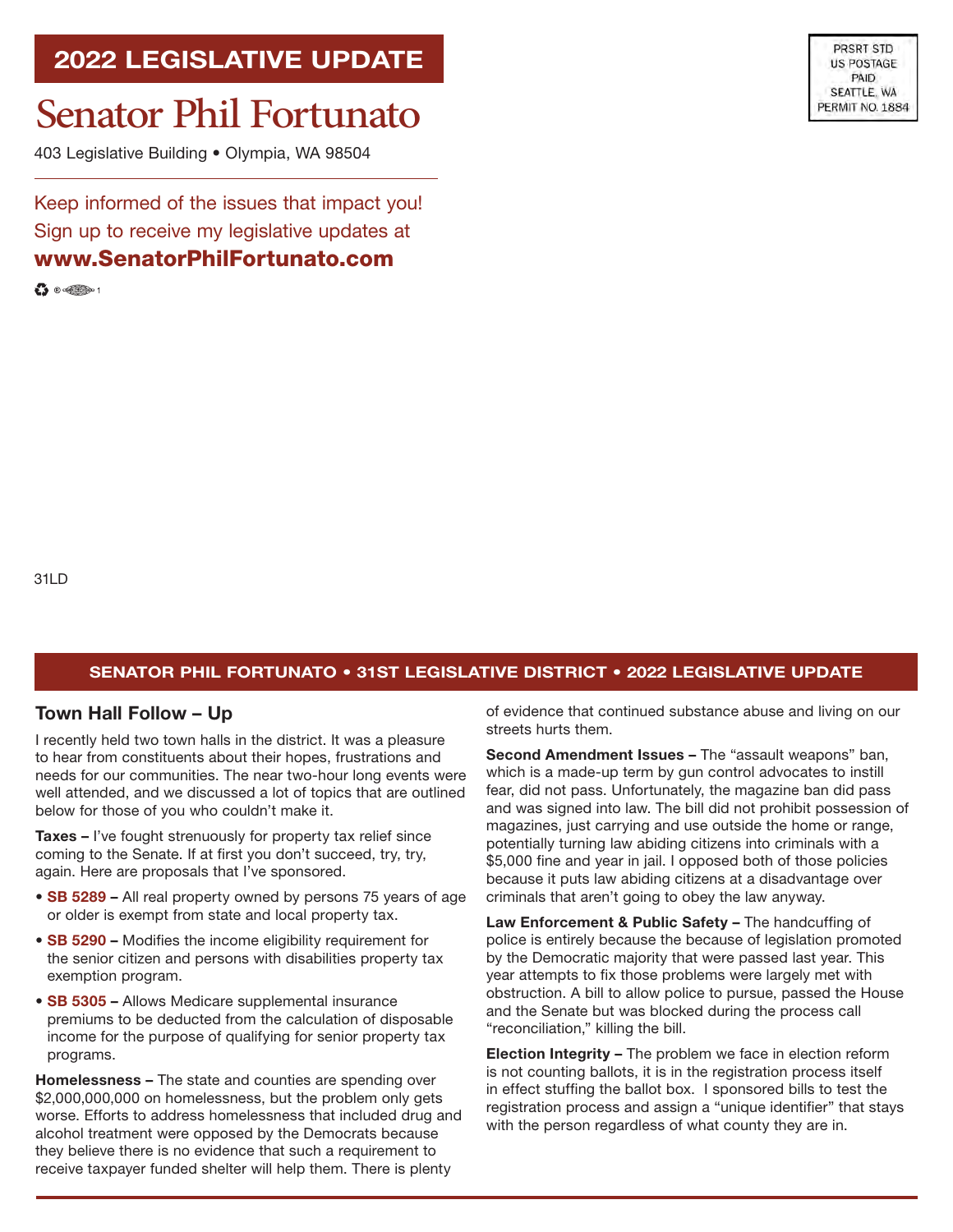# 2022 LEGISLATIVE UPDATE

# Senator Phil Fortunato

403 Legislative Building • Olympia, WA 98504

PRSRT STD
US POSTAGE
PAID
SEATTLE, WA
PERMIT NO. 1884

Keep informed of the issues that impact you!
Sign up to receive my legislative updates at
**www.SenatorPhilFortunato.com**

31LD

**SENATOR PHIL FORTUNATO • 31ST LEGISLATIVE DISTRICT • 2022 LEGISLATIVE UPDATE**

## Town Hall Follow – Up

I recently held two town halls in the district. It was a pleasure to hear from constituents about their hopes, frustrations and needs for our communities. The near two-hour long events were well attended, and we discussed a lot of topics that are outlined below for those of you who couldn't make it.

**Taxes –** I've fought strenuously for property tax relief since coming to the Senate. If at first you don't succeed, try, try, again. Here are proposals that I've sponsored.

- **SB 5289 –** All real property owned by persons 75 years of age or older is exempt from state and local property tax.
- **SB 5290 –** Modifies the income eligibility requirement for the senior citizen and persons with disabilities property tax exemption program.
- **SB 5305 –** Allows Medicare supplemental insurance premiums to be deducted from the calculation of disposable income for the purpose of qualifying for senior property tax programs.

**Homelessness –** The state and counties are spending over $2,000,000,000 on homelessness, but the problem only gets worse. Efforts to address homelessness that included drug and alcohol treatment were opposed by the Democrats because they believe there is no evidence that such a requirement to receive taxpayer funded shelter will help them. There is plenty of evidence that continued substance abuse and living on our streets hurts them.

**Second Amendment Issues –** The "assault weapons" ban, which is a made-up term by gun control advocates to instill fear, did not pass. Unfortunately, the magazine ban did pass and was signed into law. The bill did not prohibit possession of magazines, just carrying and use outside the home or range, potentially turning law abiding citizens into criminals with a $5,000 fine and year in jail. I opposed both of those policies because it puts law abiding citizens at a disadvantage over criminals that aren't going to obey the law anyway.

**Law Enforcement & Public Safety –** The handcuffing of police is entirely because the because of legislation promoted by the Democratic majority that were passed last year. This year attempts to fix those problems were largely met with obstruction. A bill to allow police to pursue, passed the House and the Senate but was blocked during the process call "reconciliation," killing the bill.

**Election Integrity –** The problem we face in election reform is not counting ballots, it is in the registration process itself in effect stuffing the ballot box. I sponsored bills to test the registration process and assign a "unique identifier" that stays with the person regardless of what county they are in.